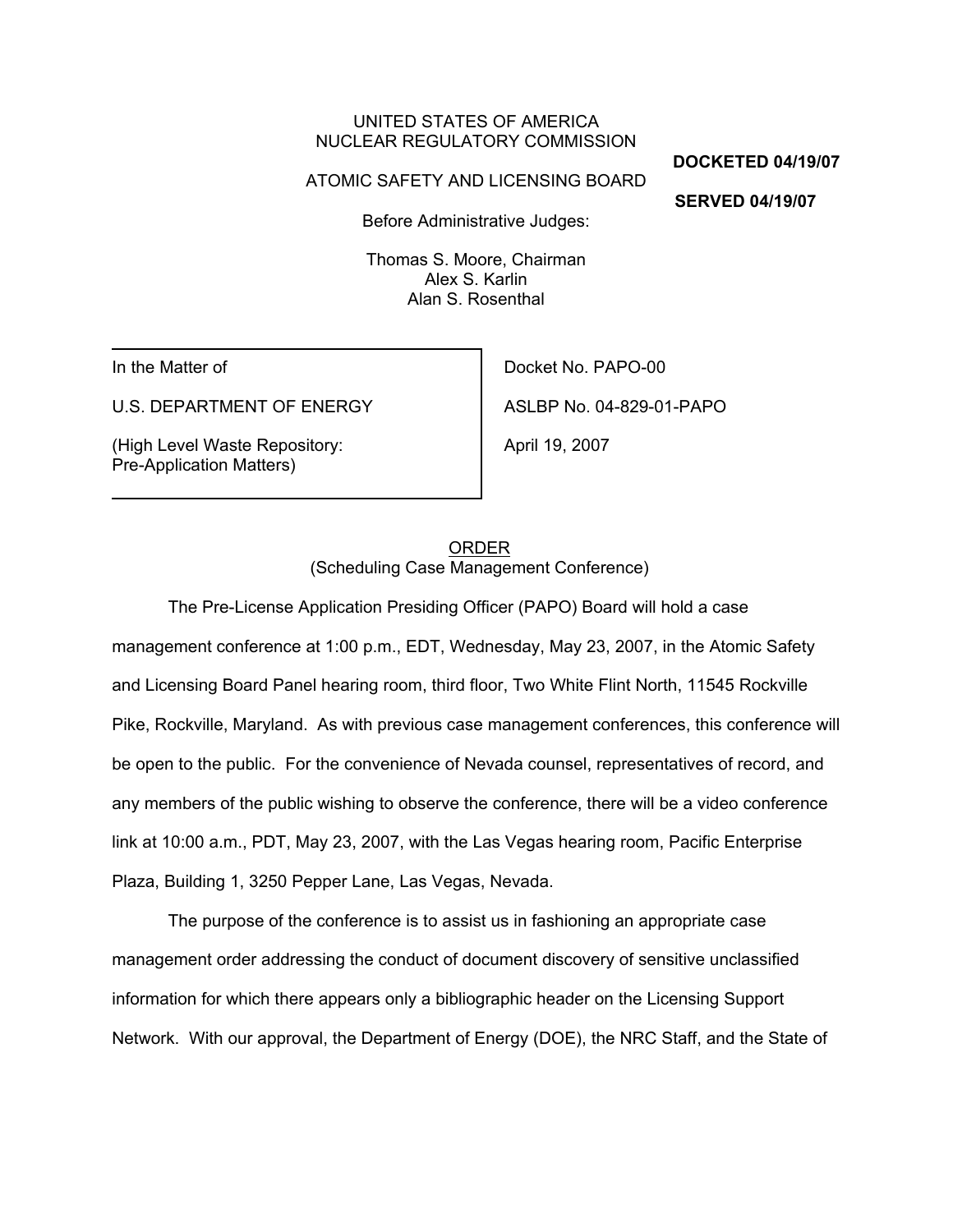UNITED STATES OF AMERICA
NUCLEAR REGULATORY COMMISSION

**DOCKETED 04/19/07**

ATOMIC SAFETY AND LICENSING BOARD

**SERVED 04/19/07**

Before Administrative Judges:

Thomas S. Moore, Chairman
Alex S. Karlin
Alan S. Rosenthal

| | |
|---|---|
| In the Matter of | Docket No. PAPO-00 |
| U.S. DEPARTMENT OF ENERGY | ASLBP No. 04-829-01-PAPO |
| (High Level Waste Repository: Pre-Application Matters) | April 19, 2007 |

ORDER
(Scheduling Case Management Conference)

The Pre-License Application Presiding Officer (PAPO) Board will hold a case management conference at 1:00 p.m., EDT, Wednesday, May 23, 2007, in the Atomic Safety and Licensing Board Panel hearing room, third floor, Two White Flint North, 11545 Rockville Pike, Rockville, Maryland. As with previous case management conferences, this conference will be open to the public. For the convenience of Nevada counsel, representatives of record, and any members of the public wishing to observe the conference, there will be a video conference link at 10:00 a.m., PDT, May 23, 2007, with the Las Vegas hearing room, Pacific Enterprise Plaza, Building 1, 3250 Pepper Lane, Las Vegas, Nevada.

The purpose of the conference is to assist us in fashioning an appropriate case management order addressing the conduct of document discovery of sensitive unclassified information for which there appears only a bibliographic header on the Licensing Support Network. With our approval, the Department of Energy (DOE), the NRC Staff, and the State of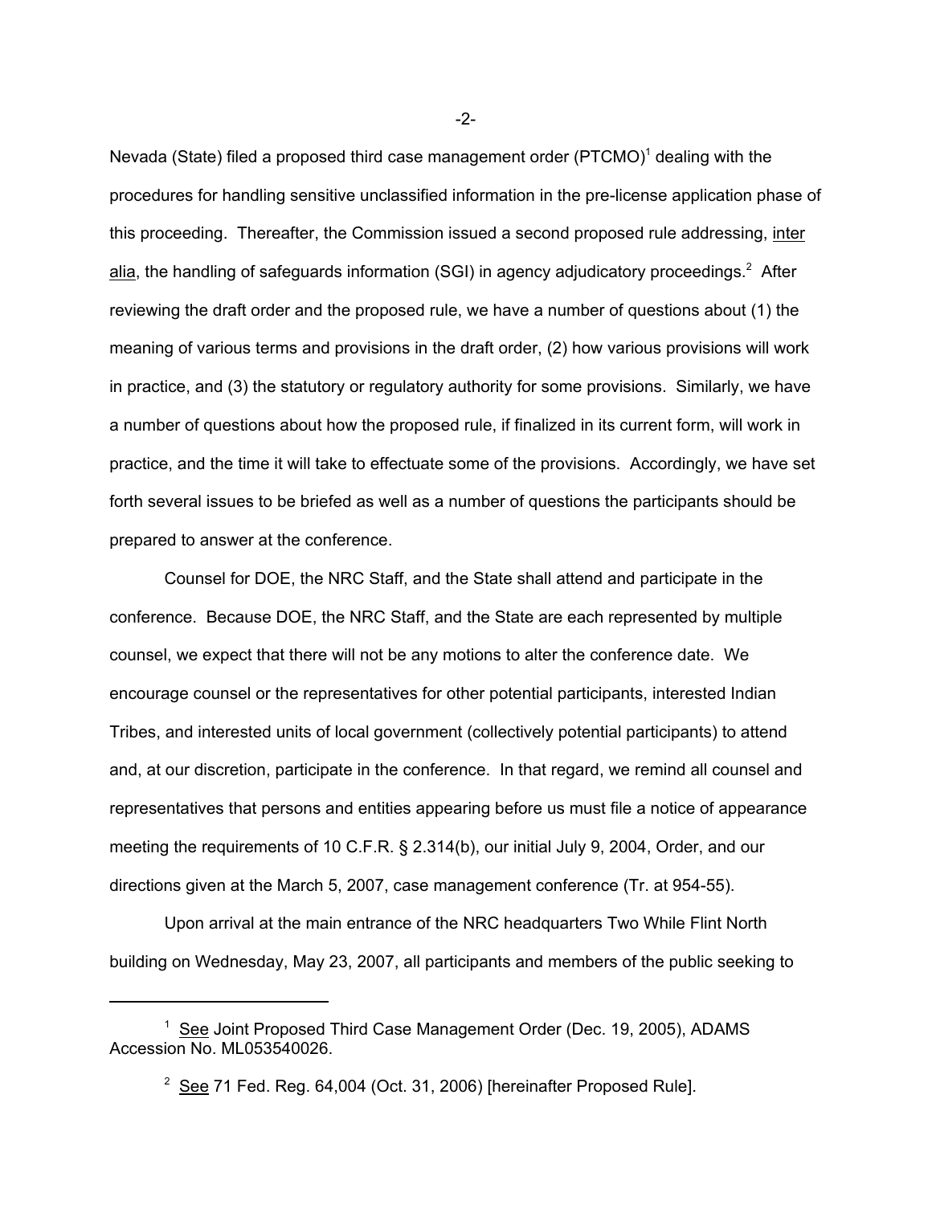Nevada (State) filed a proposed third case management order (PTCMO)[1] dealing with the procedures for handling sensitive unclassified information in the pre-license application phase of this proceeding. Thereafter, the Commission issued a second proposed rule addressing, inter alia, the handling of safeguards information (SGI) in agency adjudicatory proceedings.[2] After reviewing the draft order and the proposed rule, we have a number of questions about (1) the meaning of various terms and provisions in the draft order, (2) how various provisions will work in practice, and (3) the statutory or regulatory authority for some provisions. Similarly, we have a number of questions about how the proposed rule, if finalized in its current form, will work in practice, and the time it will take to effectuate some of the provisions. Accordingly, we have set forth several issues to be briefed as well as a number of questions the participants should be prepared to answer at the conference.

Counsel for DOE, the NRC Staff, and the State shall attend and participate in the conference. Because DOE, the NRC Staff, and the State are each represented by multiple counsel, we expect that there will not be any motions to alter the conference date. We encourage counsel or the representatives for other potential participants, interested Indian Tribes, and interested units of local government (collectively potential participants) to attend and, at our discretion, participate in the conference. In that regard, we remind all counsel and representatives that persons and entities appearing before us must file a notice of appearance meeting the requirements of 10 C.F.R. § 2.314(b), our initial July 9, 2004, Order, and our directions given at the March 5, 2007, case management conference (Tr. at 954-55).

Upon arrival at the main entrance of the NRC headquarters Two While Flint North building on Wednesday, May 23, 2007, all participants and members of the public seeking to

---

[1] See Joint Proposed Third Case Management Order (Dec. 19, 2005), ADAMS Accession No. ML053540026.

[2] See 71 Fed. Reg. 64,004 (Oct. 31, 2006) [hereinafter Proposed Rule].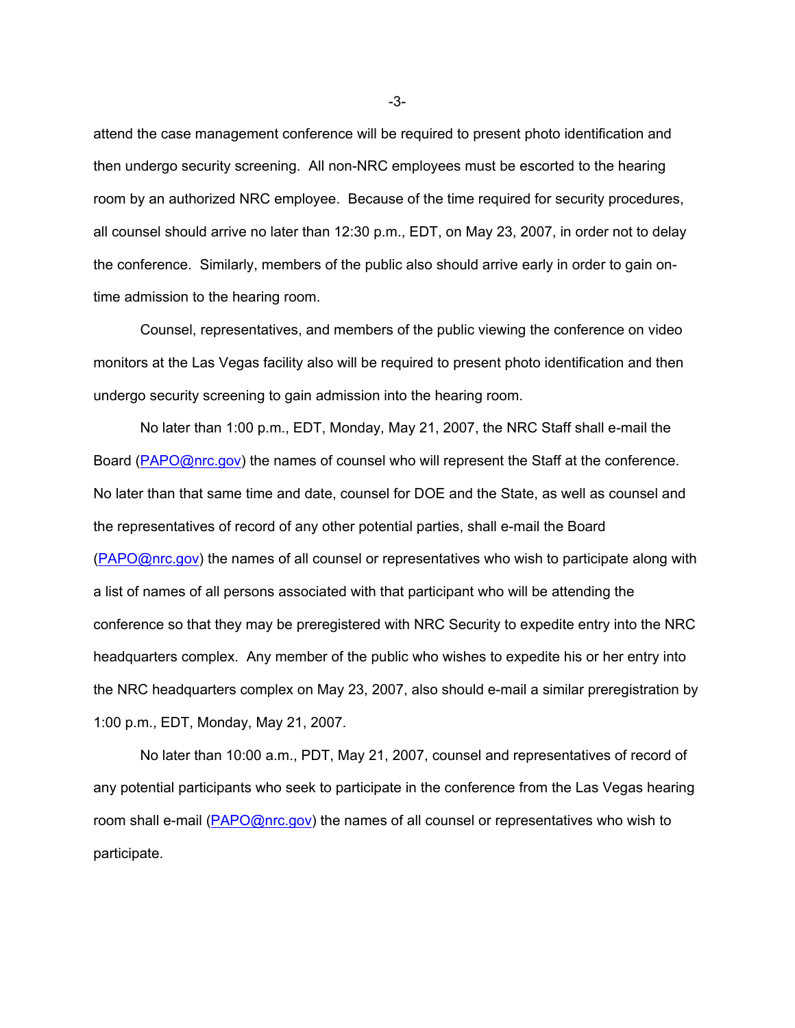attend the case management conference will be required to present photo identification and then undergo security screening. All non-NRC employees must be escorted to the hearing room by an authorized NRC employee. Because of the time required for security procedures, all counsel should arrive no later than 12:30 p.m., EDT, on May 23, 2007, in order not to delay the conference. Similarly, members of the public also should arrive early in order to gain on-time admission to the hearing room.

Counsel, representatives, and members of the public viewing the conference on video monitors at the Las Vegas facility also will be required to present photo identification and then undergo security screening to gain admission into the hearing room.

No later than 1:00 p.m., EDT, Monday, May 21, 2007, the NRC Staff shall e-mail the Board (PAPO@nrc.gov) the names of counsel who will represent the Staff at the conference. No later than that same time and date, counsel for DOE and the State, as well as counsel and the representatives of record of any other potential parties, shall e-mail the Board (PAPO@nrc.gov) the names of all counsel or representatives who wish to participate along with a list of names of all persons associated with that participant who will be attending the conference so that they may be preregistered with NRC Security to expedite entry into the NRC headquarters complex. Any member of the public who wishes to expedite his or her entry into the NRC headquarters complex on May 23, 2007, also should e-mail a similar preregistration by 1:00 p.m., EDT, Monday, May 21, 2007.

No later than 10:00 a.m., PDT, May 21, 2007, counsel and representatives of record of any potential participants who seek to participate in the conference from the Las Vegas hearing room shall e-mail (PAPO@nrc.gov) the names of all counsel or representatives who wish to participate.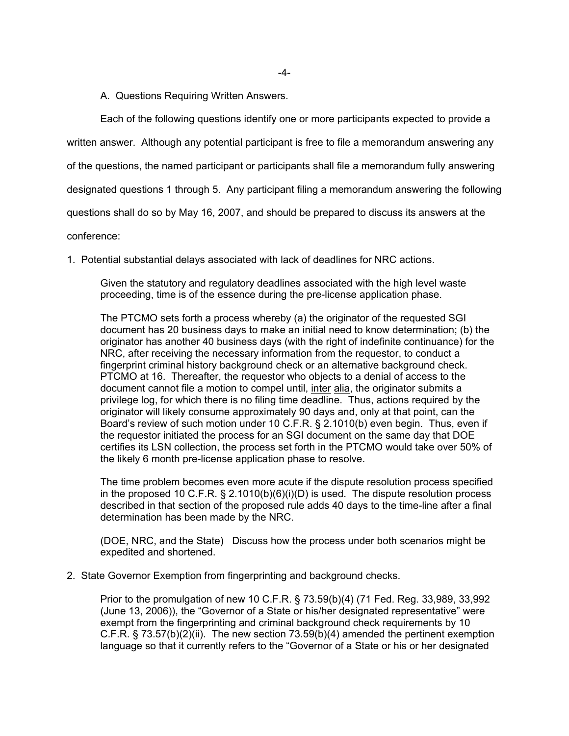A. Questions Requiring Written Answers.

Each of the following questions identify one or more participants expected to provide a written answer. Although any potential participant is free to file a memorandum answering any of the questions, the named participant or participants shall file a memorandum fully answering designated questions 1 through 5. Any participant filing a memorandum answering the following questions shall do so by May 16, 2007, and should be prepared to discuss its answers at the conference:

1. Potential substantial delays associated with lack of deadlines for NRC actions.

   Given the statutory and regulatory deadlines associated with the high level waste proceeding, time is of the essence during the pre-license application phase.

   The PTCMO sets forth a process whereby (a) the originator of the requested SGI document has 20 business days to make an initial need to know determination; (b) the originator has another 40 business days (with the right of indefinite continuance) for the NRC, after receiving the necessary information from the requestor, to conduct a fingerprint criminal history background check or an alternative background check. PTCMO at 16. Thereafter, the requestor who objects to a denial of access to the document cannot file a motion to compel until, inter alia, the originator submits a privilege log, for which there is no filing time deadline. Thus, actions required by the originator will likely consume approximately 90 days and, only at that point, can the Board's review of such motion under 10 C.F.R. § 2.1010(b) even begin. Thus, even if the requestor initiated the process for an SGI document on the same day that DOE certifies its LSN collection, the process set forth in the PTCMO would take over 50% of the likely 6 month pre-license application phase to resolve.

   The time problem becomes even more acute if the dispute resolution process specified in the proposed 10 C.F.R. § 2.1010(b)(6)(i)(D) is used. The dispute resolution process described in that section of the proposed rule adds 40 days to the time-line after a final determination has been made by the NRC.

   (DOE, NRC, and the State) Discuss how the process under both scenarios might be expedited and shortened.

2. State Governor Exemption from fingerprinting and background checks.

   Prior to the promulgation of new 10 C.F.R. § 73.59(b)(4) (71 Fed. Reg. 33,989, 33,992 (June 13, 2006)), the "Governor of a State or his/her designated representative" were exempt from the fingerprinting and criminal background check requirements by 10 C.F.R. § 73.57(b)(2)(ii). The new section 73.59(b)(4) amended the pertinent exemption language so that it currently refers to the "Governor of a State or his or her designated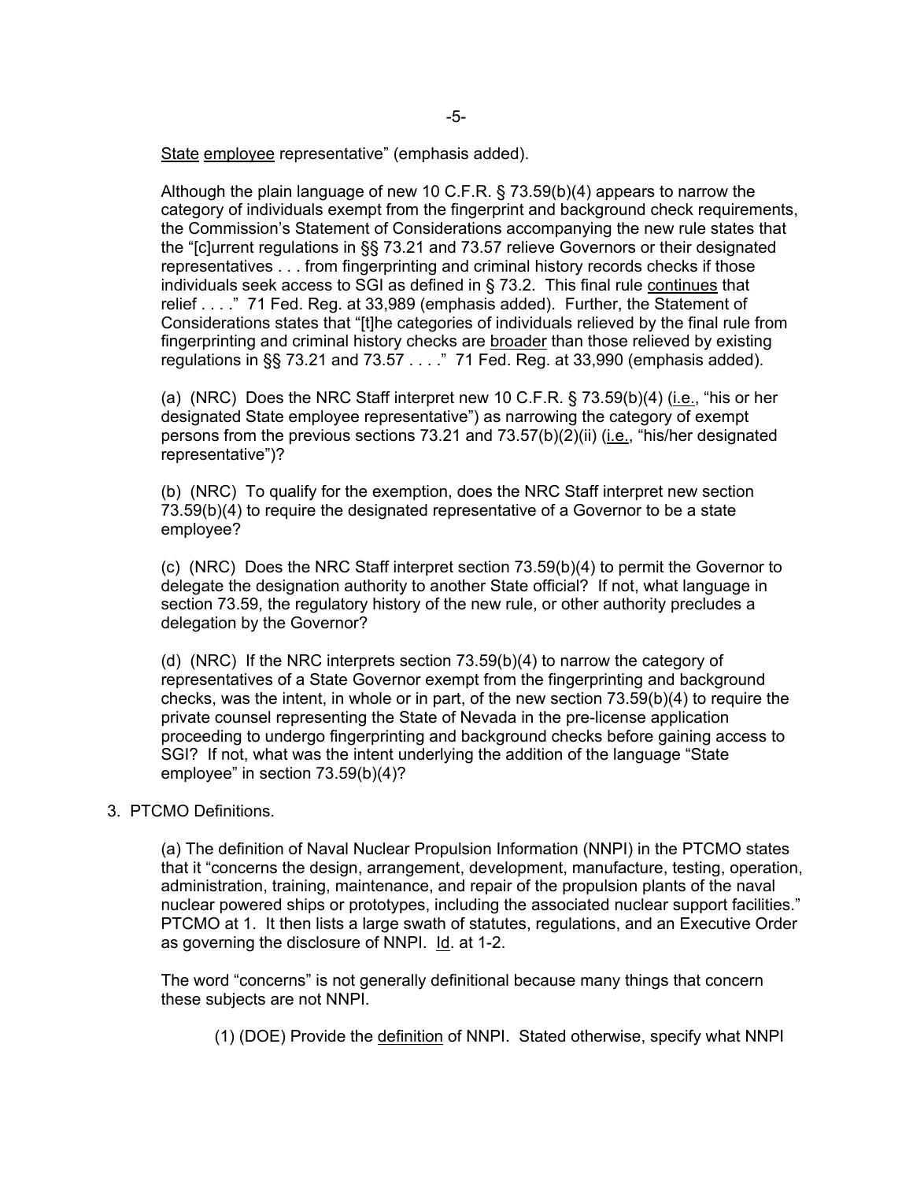State employee representative" (emphasis added).

Although the plain language of new 10 C.F.R. § 73.59(b)(4) appears to narrow the category of individuals exempt from the fingerprint and background check requirements, the Commission's Statement of Considerations accompanying the new rule states that the "[c]urrent regulations in §§ 73.21 and 73.57 relieve Governors or their designated representatives . . . from fingerprinting and criminal history records checks if those individuals seek access to SGI as defined in § 73.2. This final rule continues that relief . . . ." 71 Fed. Reg. at 33,989 (emphasis added). Further, the Statement of Considerations states that "[t]he categories of individuals relieved by the final rule from fingerprinting and criminal history checks are broader than those relieved by existing regulations in §§ 73.21 and 73.57 . . . ." 71 Fed. Reg. at 33,990 (emphasis added).

(a) (NRC) Does the NRC Staff interpret new 10 C.F.R. § 73.59(b)(4) (i.e., "his or her designated State employee representative") as narrowing the category of exempt persons from the previous sections 73.21 and 73.57(b)(2)(ii) (i.e., "his/her designated representative")?

(b) (NRC) To qualify for the exemption, does the NRC Staff interpret new section 73.59(b)(4) to require the designated representative of a Governor to be a state employee?

(c) (NRC) Does the NRC Staff interpret section 73.59(b)(4) to permit the Governor to delegate the designation authority to another State official? If not, what language in section 73.59, the regulatory history of the new rule, or other authority precludes a delegation by the Governor?

(d) (NRC) If the NRC interprets section 73.59(b)(4) to narrow the category of representatives of a State Governor exempt from the fingerprinting and background checks, was the intent, in whole or in part, of the new section 73.59(b)(4) to require the private counsel representing the State of Nevada in the pre-license application proceeding to undergo fingerprinting and background checks before gaining access to SGI? If not, what was the intent underlying the addition of the language "State employee" in section 73.59(b)(4)?

3. PTCMO Definitions.

(a) The definition of Naval Nuclear Propulsion Information (NNPI) in the PTCMO states that it "concerns the design, arrangement, development, manufacture, testing, operation, administration, training, maintenance, and repair of the propulsion plants of the naval nuclear powered ships or prototypes, including the associated nuclear support facilities." PTCMO at 1. It then lists a large swath of statutes, regulations, and an Executive Order as governing the disclosure of NNPI. Id. at 1-2.

The word "concerns" is not generally definitional because many things that concern these subjects are not NNPI.

(1) (DOE) Provide the definition of NNPI. Stated otherwise, specify what NNPI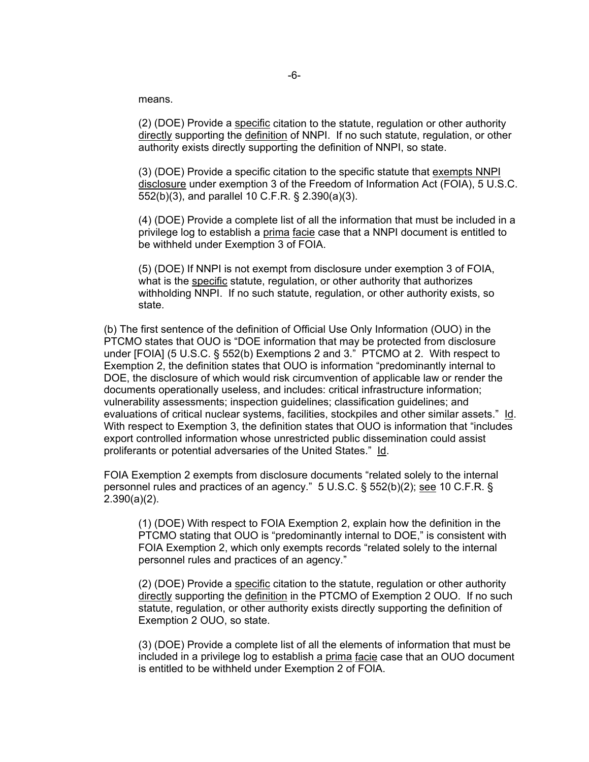means.

(2) (DOE) Provide a <u>specific</u> citation to the statute, regulation or other authority <u>directly</u> supporting the <u>definition</u> of NNPI. If no such statute, regulation, or other authority exists directly supporting the definition of NNPI, so state.

(3) (DOE) Provide a specific citation to the specific statute that <u>exempts NNPI disclosure</u> under exemption 3 of the Freedom of Information Act (FOIA), 5 U.S.C. 552(b)(3), and parallel 10 C.F.R. § 2.390(a)(3).

(4) (DOE) Provide a complete list of all the information that must be included in a privilege log to establish a <u>prima facie</u> case that a NNPI document is entitled to be withheld under Exemption 3 of FOIA.

(5) (DOE) If NNPI is not exempt from disclosure under exemption 3 of FOIA, what is the <u>specific</u> statute, regulation, or other authority that authorizes withholding NNPI. If no such statute, regulation, or other authority exists, so state.

(b) The first sentence of the definition of Official Use Only Information (OUO) in the PTCMO states that OUO is "DOE information that may be protected from disclosure under [FOIA] (5 U.S.C. § 552(b) Exemptions 2 and 3." PTCMO at 2. With respect to Exemption 2, the definition states that OUO is information "predominantly internal to DOE, the disclosure of which would risk circumvention of applicable law or render the documents operationally useless, and includes: critical infrastructure information; vulnerability assessments; inspection guidelines; classification guidelines; and evaluations of critical nuclear systems, facilities, stockpiles and other similar assets." <u>Id</u>. With respect to Exemption 3, the definition states that OUO is information that "includes export controlled information whose unrestricted public dissemination could assist proliferants or potential adversaries of the United States." <u>Id</u>.

FOIA Exemption 2 exempts from disclosure documents "related solely to the internal personnel rules and practices of an agency." 5 U.S.C. § 552(b)(2); <u>see</u> 10 C.F.R. § 2.390(a)(2).

(1) (DOE) With respect to FOIA Exemption 2, explain how the definition in the PTCMO stating that OUO is "predominantly internal to DOE," is consistent with FOIA Exemption 2, which only exempts records "related solely to the internal personnel rules and practices of an agency."

(2) (DOE) Provide a <u>specific</u> citation to the statute, regulation or other authority <u>directly</u> supporting the <u>definition</u> in the PTCMO of Exemption 2 OUO. If no such statute, regulation, or other authority exists directly supporting the definition of Exemption 2 OUO, so state.

(3) (DOE) Provide a complete list of all the elements of information that must be included in a privilege log to establish a <u>prima facie</u> case that an OUO document is entitled to be withheld under Exemption 2 of FOIA.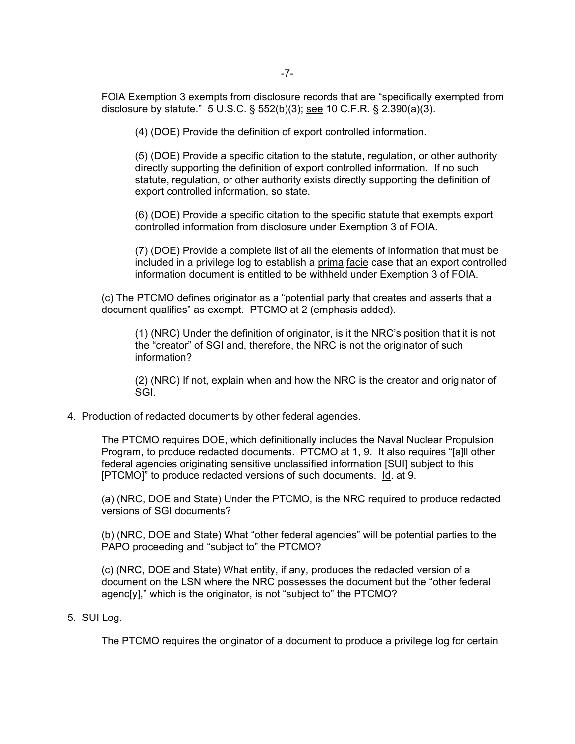FOIA Exemption 3 exempts from disclosure records that are "specifically exempted from disclosure by statute." 5 U.S.C. § 552(b)(3); see 10 C.F.R. § 2.390(a)(3).

(4) (DOE) Provide the definition of export controlled information.

(5) (DOE) Provide a specific citation to the statute, regulation, or other authority directly supporting the definition of export controlled information. If no such statute, regulation, or other authority exists directly supporting the definition of export controlled information, so state.

(6) (DOE) Provide a specific citation to the specific statute that exempts export controlled information from disclosure under Exemption 3 of FOIA.

(7) (DOE) Provide a complete list of all the elements of information that must be included in a privilege log to establish a prima facie case that an export controlled information document is entitled to be withheld under Exemption 3 of FOIA.

(c) The PTCMO defines originator as a "potential party that creates and asserts that a document qualifies" as exempt. PTCMO at 2 (emphasis added).

(1) (NRC) Under the definition of originator, is it the NRC's position that it is not the "creator" of SGI and, therefore, the NRC is not the originator of such information?

(2) (NRC) If not, explain when and how the NRC is the creator and originator of SGI.

4. Production of redacted documents by other federal agencies.

The PTCMO requires DOE, which definitionally includes the Naval Nuclear Propulsion Program, to produce redacted documents. PTCMO at 1, 9. It also requires "[a]ll other federal agencies originating sensitive unclassified information [SUI] subject to this [PTCMO]" to produce redacted versions of such documents. Id. at 9.

(a) (NRC, DOE and State) Under the PTCMO, is the NRC required to produce redacted versions of SGI documents?

(b) (NRC, DOE and State) What "other federal agencies" will be potential parties to the PAPO proceeding and "subject to" the PTCMO?

(c) (NRC, DOE and State) What entity, if any, produces the redacted version of a document on the LSN where the NRC possesses the document but the "other federal agenc[y]," which is the originator, is not "subject to" the PTCMO?

5. SUI Log.

The PTCMO requires the originator of a document to produce a privilege log for certain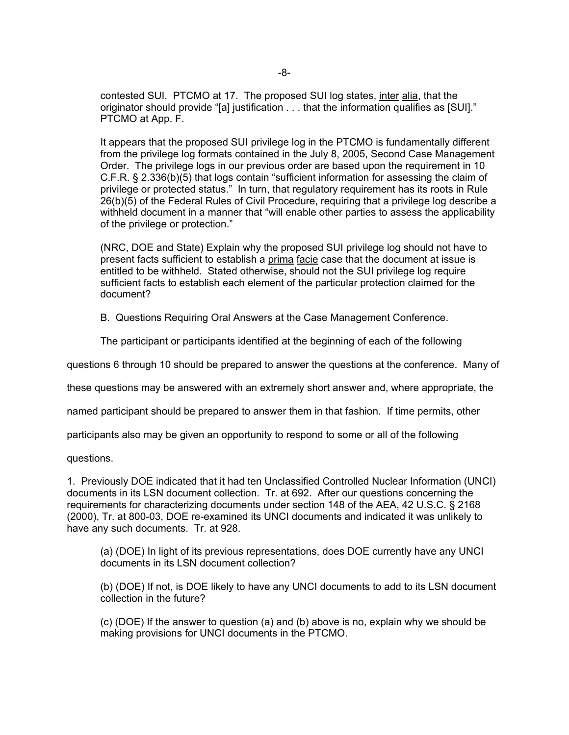contested SUI. PTCMO at 17. The proposed SUI log states, inter alia, that the originator should provide "[a] justification . . . that the information qualifies as [SUI]." PTCMO at App. F.

It appears that the proposed SUI privilege log in the PTCMO is fundamentally different from the privilege log formats contained in the July 8, 2005, Second Case Management Order. The privilege logs in our previous order are based upon the requirement in 10 C.F.R. § 2.336(b)(5) that logs contain "sufficient information for assessing the claim of privilege or protected status." In turn, that regulatory requirement has its roots in Rule 26(b)(5) of the Federal Rules of Civil Procedure, requiring that a privilege log describe a withheld document in a manner that "will enable other parties to assess the applicability of the privilege or protection."

(NRC, DOE and State) Explain why the proposed SUI privilege log should not have to present facts sufficient to establish a prima facie case that the document at issue is entitled to be withheld. Stated otherwise, should not the SUI privilege log require sufficient facts to establish each element of the particular protection claimed for the document?

B. Questions Requiring Oral Answers at the Case Management Conference.

The participant or participants identified at the beginning of each of the following questions 6 through 10 should be prepared to answer the questions at the conference. Many of these questions may be answered with an extremely short answer and, where appropriate, the named participant should be prepared to answer them in that fashion. If time permits, other participants also may be given an opportunity to respond to some or all of the following questions.

1. Previously DOE indicated that it had ten Unclassified Controlled Nuclear Information (UNCI) documents in its LSN document collection. Tr. at 692. After our questions concerning the requirements for characterizing documents under section 148 of the AEA, 42 U.S.C. § 2168 (2000), Tr. at 800-03, DOE re-examined its UNCI documents and indicated it was unlikely to have any such documents. Tr. at 928.

(a) (DOE) In light of its previous representations, does DOE currently have any UNCI documents in its LSN document collection?

(b) (DOE) If not, is DOE likely to have any UNCI documents to add to its LSN document collection in the future?

(c) (DOE) If the answer to question (a) and (b) above is no, explain why we should be making provisions for UNCI documents in the PTCMO.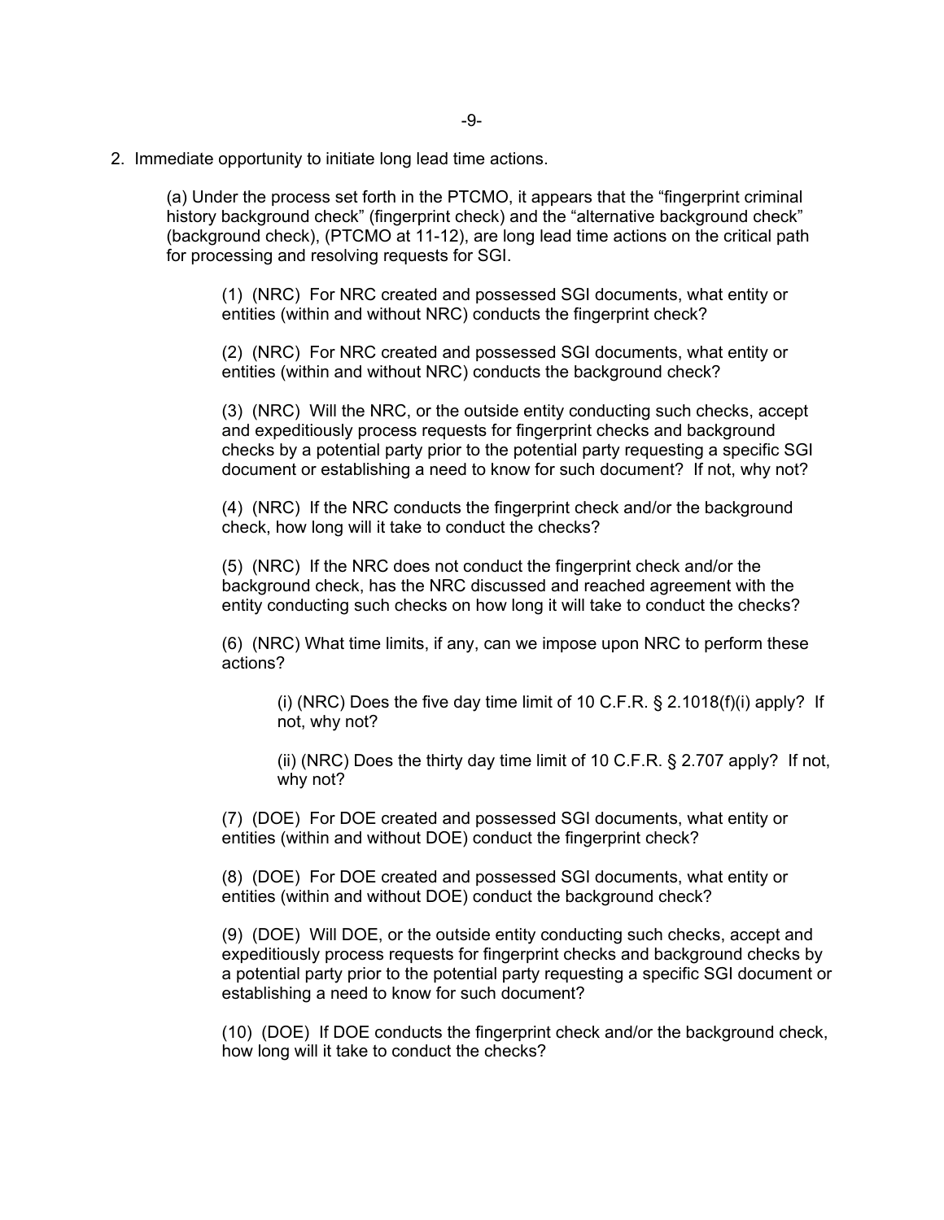2. Immediate opportunity to initiate long lead time actions.

   (a) Under the process set forth in the PTCMO, it appears that the "fingerprint criminal history background check" (fingerprint check) and the "alternative background check" (background check), (PTCMO at 11-12), are long lead time actions on the critical path for processing and resolving requests for SGI.

      (1) (NRC) For NRC created and possessed SGI documents, what entity or entities (within and without NRC) conducts the fingerprint check?

      (2) (NRC) For NRC created and possessed SGI documents, what entity or entities (within and without NRC) conducts the background check?

      (3) (NRC) Will the NRC, or the outside entity conducting such checks, accept and expeditiously process requests for fingerprint checks and background checks by a potential party prior to the potential party requesting a specific SGI document or establishing a need to know for such document? If not, why not?

      (4) (NRC) If the NRC conducts the fingerprint check and/or the background check, how long will it take to conduct the checks?

      (5) (NRC) If the NRC does not conduct the fingerprint check and/or the background check, has the NRC discussed and reached agreement with the entity conducting such checks on how long it will take to conduct the checks?

      (6) (NRC) What time limits, if any, can we impose upon NRC to perform these actions?

         (i) (NRC) Does the five day time limit of 10 C.F.R. § 2.1018(f)(i) apply? If not, why not?

         (ii) (NRC) Does the thirty day time limit of 10 C.F.R. § 2.707 apply? If not, why not?

      (7) (DOE) For DOE created and possessed SGI documents, what entity or entities (within and without DOE) conduct the fingerprint check?

      (8) (DOE) For DOE created and possessed SGI documents, what entity or entities (within and without DOE) conduct the background check?

      (9) (DOE) Will DOE, or the outside entity conducting such checks, accept and expeditiously process requests for fingerprint checks and background checks by a potential party prior to the potential party requesting a specific SGI document or establishing a need to know for such document?

      (10) (DOE) If DOE conducts the fingerprint check and/or the background check, how long will it take to conduct the checks?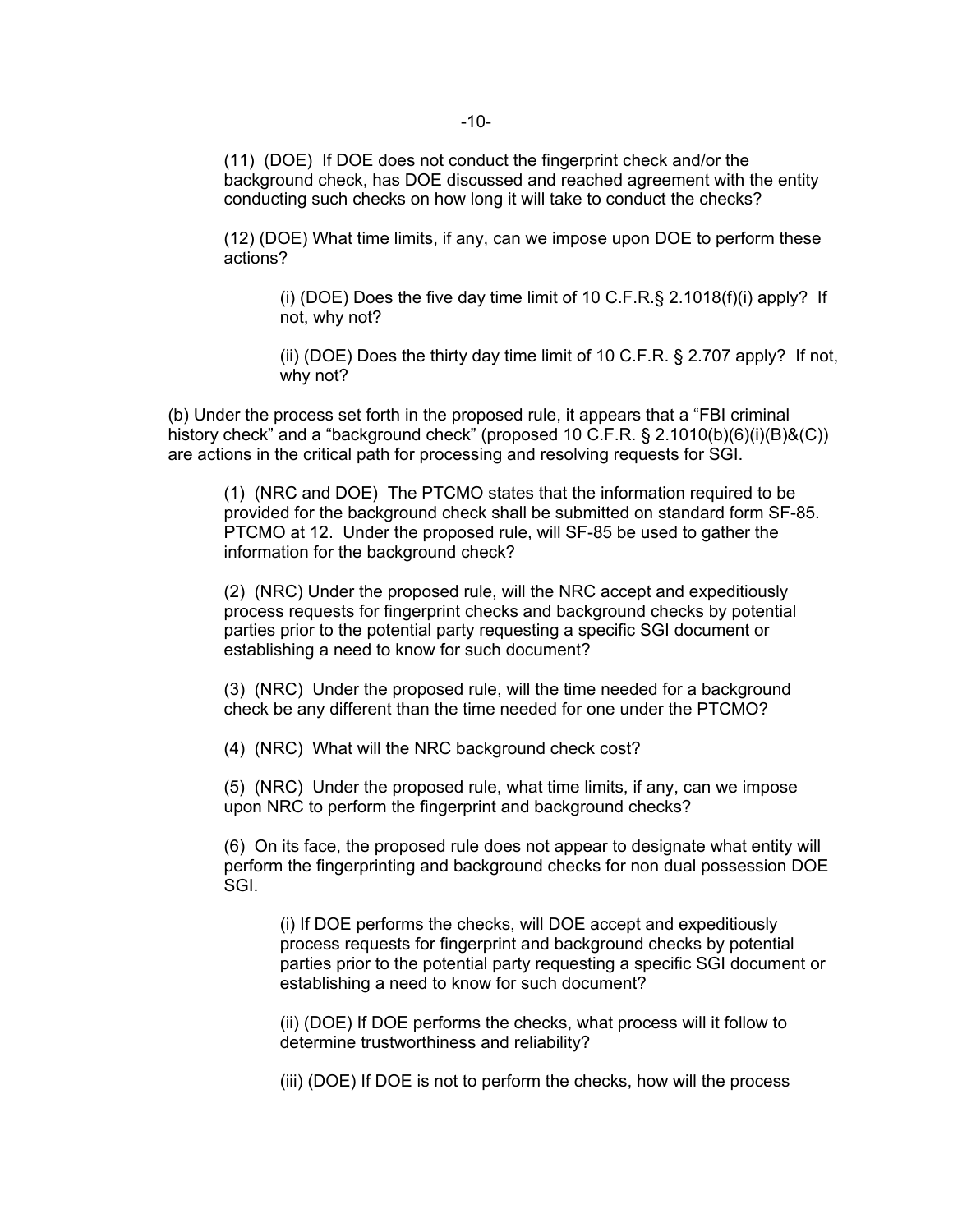(11) (DOE) If DOE does not conduct the fingerprint check and/or the background check, has DOE discussed and reached agreement with the entity conducting such checks on how long it will take to conduct the checks?

(12) (DOE) What time limits, if any, can we impose upon DOE to perform these actions?

(i) (DOE) Does the five day time limit of 10 C.F.R.§ 2.1018(f)(i) apply? If not, why not?

(ii) (DOE) Does the thirty day time limit of 10 C.F.R. § 2.707 apply? If not, why not?

(b) Under the process set forth in the proposed rule, it appears that a "FBI criminal history check" and a "background check" (proposed 10 C.F.R. § 2.1010(b)(6)(i)(B)&(C)) are actions in the critical path for processing and resolving requests for SGI.

(1) (NRC and DOE) The PTCMO states that the information required to be provided for the background check shall be submitted on standard form SF-85. PTCMO at 12. Under the proposed rule, will SF-85 be used to gather the information for the background check?

(2) (NRC) Under the proposed rule, will the NRC accept and expeditiously process requests for fingerprint checks and background checks by potential parties prior to the potential party requesting a specific SGI document or establishing a need to know for such document?

(3) (NRC) Under the proposed rule, will the time needed for a background check be any different than the time needed for one under the PTCMO?

(4) (NRC) What will the NRC background check cost?

(5) (NRC) Under the proposed rule, what time limits, if any, can we impose upon NRC to perform the fingerprint and background checks?

(6) On its face, the proposed rule does not appear to designate what entity will perform the fingerprinting and background checks for non dual possession DOE SGI.

(i) If DOE performs the checks, will DOE accept and expeditiously process requests for fingerprint and background checks by potential parties prior to the potential party requesting a specific SGI document or establishing a need to know for such document?

(ii) (DOE) If DOE performs the checks, what process will it follow to determine trustworthiness and reliability?

(iii) (DOE) If DOE is not to perform the checks, how will the process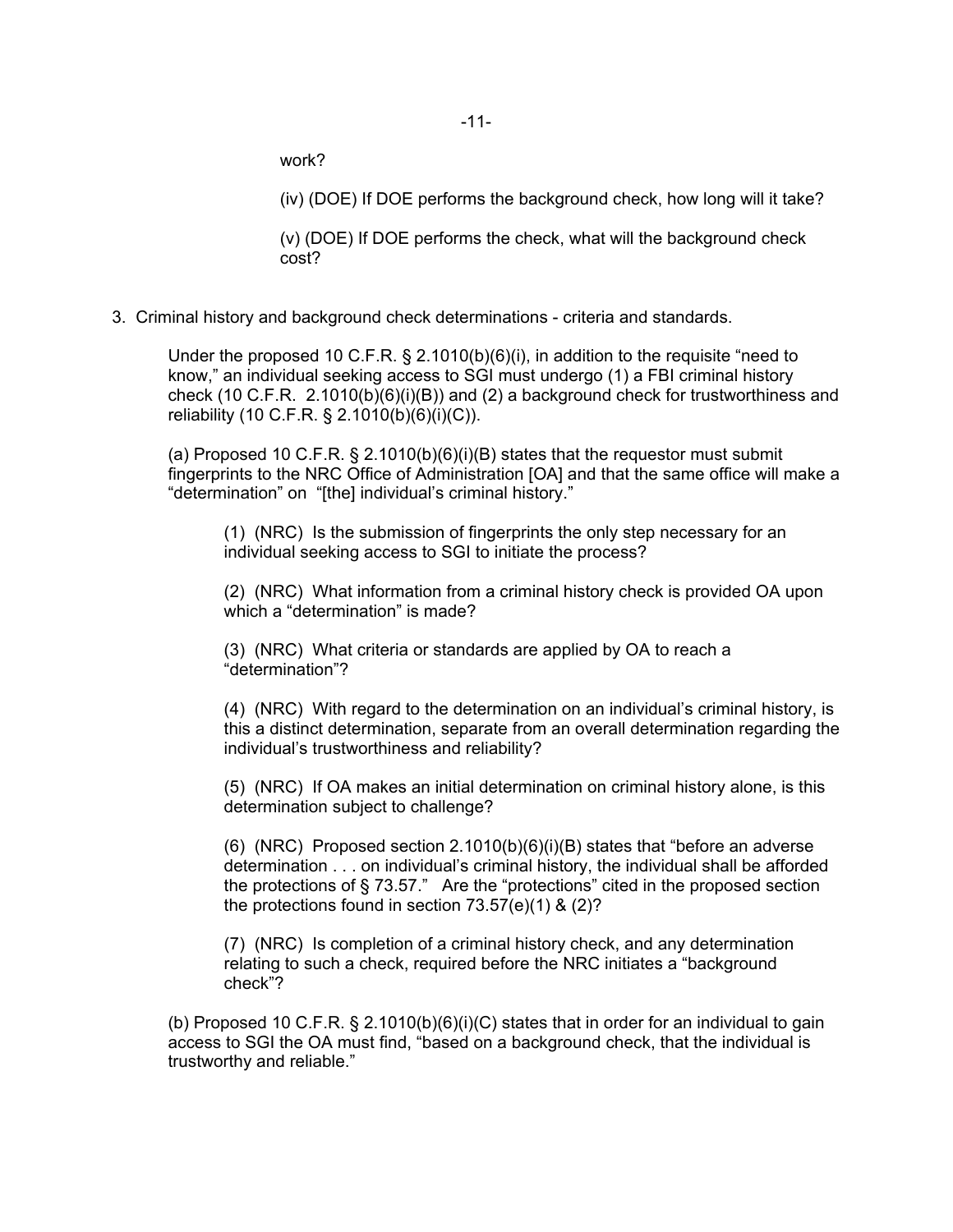work?

(iv) (DOE) If DOE performs the background check, how long will it take?

(v) (DOE) If DOE performs the check, what will the background check cost?

3. Criminal history and background check determinations - criteria and standards.

Under the proposed 10 C.F.R. § 2.1010(b)(6)(i), in addition to the requisite "need to know," an individual seeking access to SGI must undergo (1) a FBI criminal history check (10 C.F.R. 2.1010(b)(6)(i)(B)) and (2) a background check for trustworthiness and reliability (10 C.F.R. § 2.1010(b)(6)(i)(C)).

(a) Proposed 10 C.F.R. § 2.1010(b)(6)(i)(B) states that the requestor must submit fingerprints to the NRC Office of Administration [OA] and that the same office will make a "determination" on "[the] individual's criminal history."

(1) (NRC) Is the submission of fingerprints the only step necessary for an individual seeking access to SGI to initiate the process?

(2) (NRC) What information from a criminal history check is provided OA upon which a "determination" is made?

(3) (NRC) What criteria or standards are applied by OA to reach a "determination"?

(4) (NRC) With regard to the determination on an individual's criminal history, is this a distinct determination, separate from an overall determination regarding the individual's trustworthiness and reliability?

(5) (NRC) If OA makes an initial determination on criminal history alone, is this determination subject to challenge?

(6) (NRC) Proposed section 2.1010(b)(6)(i)(B) states that "before an adverse determination . . . on individual's criminal history, the individual shall be afforded the protections of § 73.57." Are the "protections" cited in the proposed section the protections found in section 73.57(e)(1) & (2)?

(7) (NRC) Is completion of a criminal history check, and any determination relating to such a check, required before the NRC initiates a "background check"?

(b) Proposed 10 C.F.R. § 2.1010(b)(6)(i)(C) states that in order for an individual to gain access to SGI the OA must find, "based on a background check, that the individual is trustworthy and reliable."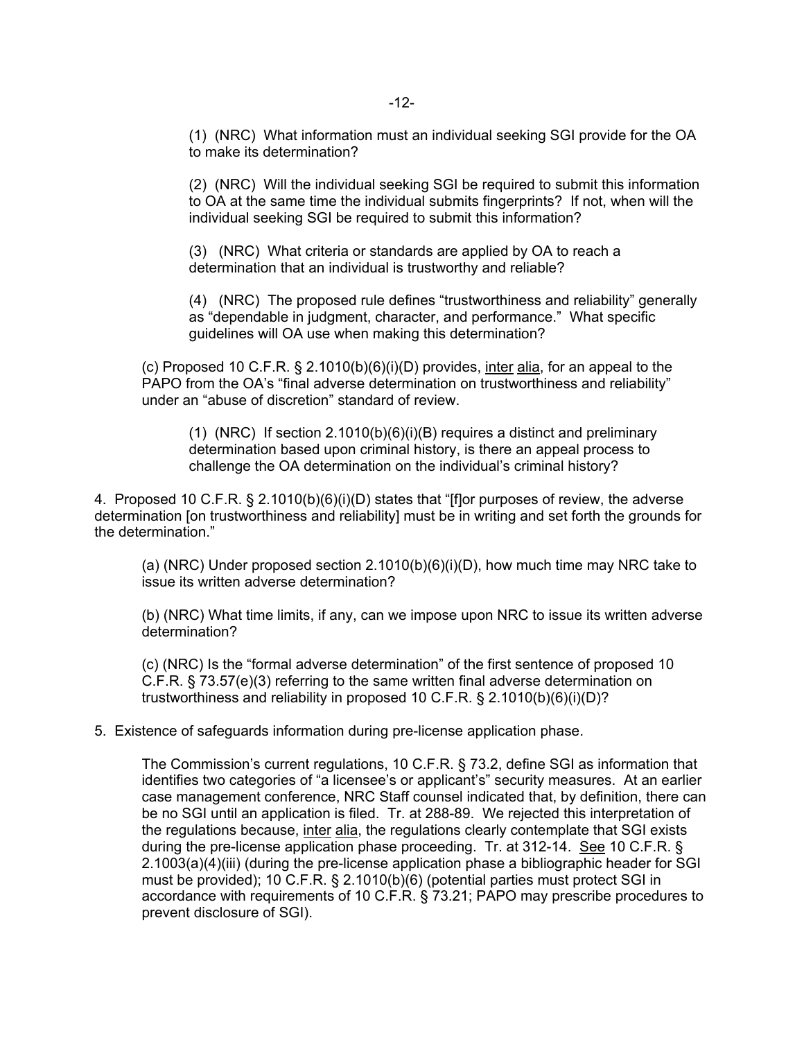(1) (NRC) What information must an individual seeking SGI provide for the OA to make its determination?

(2) (NRC) Will the individual seeking SGI be required to submit this information to OA at the same time the individual submits fingerprints? If not, when will the individual seeking SGI be required to submit this information?

(3) (NRC) What criteria or standards are applied by OA to reach a determination that an individual is trustworthy and reliable?

(4) (NRC) The proposed rule defines "trustworthiness and reliability" generally as "dependable in judgment, character, and performance." What specific guidelines will OA use when making this determination?

(c) Proposed 10 C.F.R. § 2.1010(b)(6)(i)(D) provides, inter alia, for an appeal to the PAPO from the OA's "final adverse determination on trustworthiness and reliability" under an "abuse of discretion" standard of review.

(1) (NRC) If section 2.1010(b)(6)(i)(B) requires a distinct and preliminary determination based upon criminal history, is there an appeal process to challenge the OA determination on the individual's criminal history?

4. Proposed 10 C.F.R. § 2.1010(b)(6)(i)(D) states that "[f]or purposes of review, the adverse determination [on trustworthiness and reliability] must be in writing and set forth the grounds for the determination."

(a) (NRC) Under proposed section 2.1010(b)(6)(i)(D), how much time may NRC take to issue its written adverse determination?

(b) (NRC) What time limits, if any, can we impose upon NRC to issue its written adverse determination?

(c) (NRC) Is the "formal adverse determination" of the first sentence of proposed 10 C.F.R. § 73.57(e)(3) referring to the same written final adverse determination on trustworthiness and reliability in proposed 10 C.F.R. § 2.1010(b)(6)(i)(D)?

5. Existence of safeguards information during pre-license application phase.

The Commission's current regulations, 10 C.F.R. § 73.2, define SGI as information that identifies two categories of "a licensee's or applicant's" security measures. At an earlier case management conference, NRC Staff counsel indicated that, by definition, there can be no SGI until an application is filed. Tr. at 288-89. We rejected this interpretation of the regulations because, inter alia, the regulations clearly contemplate that SGI exists during the pre-license application phase proceeding. Tr. at 312-14. See 10 C.F.R. § 2.1003(a)(4)(iii) (during the pre-license application phase a bibliographic header for SGI must be provided); 10 C.F.R. § 2.1010(b)(6) (potential parties must protect SGI in accordance with requirements of 10 C.F.R. § 73.21; PAPO may prescribe procedures to prevent disclosure of SGI).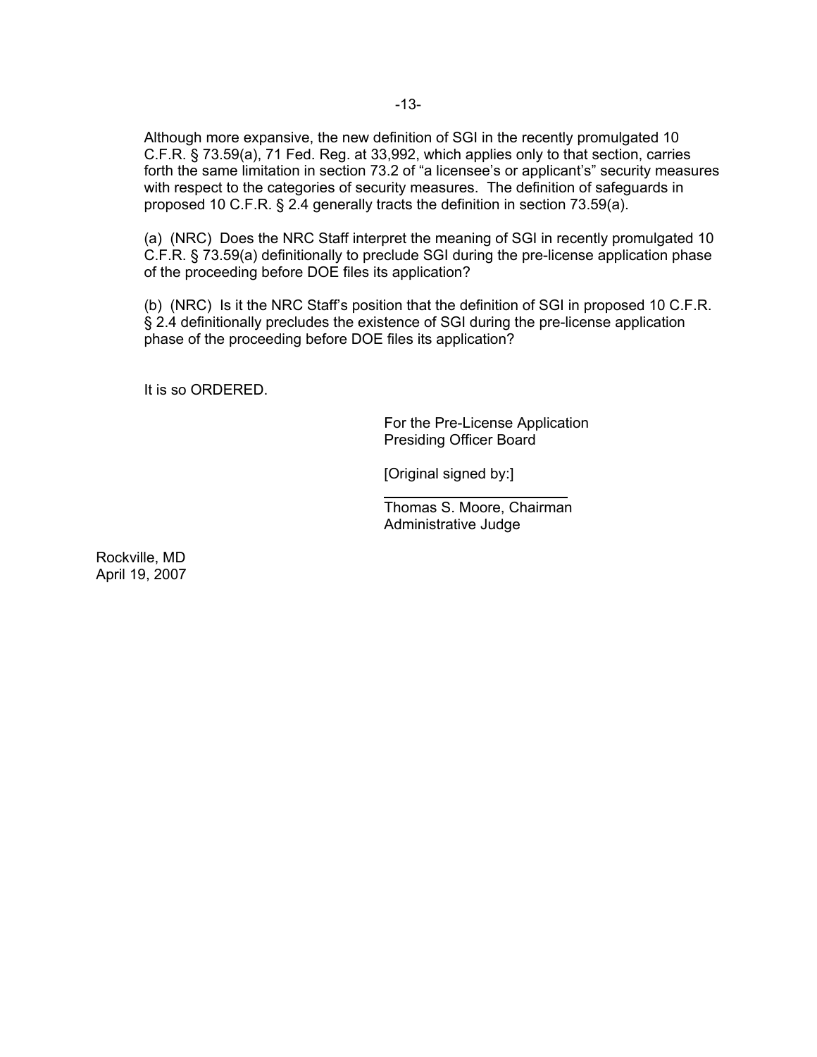Although more expansive, the new definition of SGI in the recently promulgated 10 C.F.R. § 73.59(a), 71 Fed. Reg. at 33,992, which applies only to that section, carries forth the same limitation in section 73.2 of "a licensee's or applicant's" security measures with respect to the categories of security measures. The definition of safeguards in proposed 10 C.F.R. § 2.4 generally tracts the definition in section 73.59(a).

(a) (NRC) Does the NRC Staff interpret the meaning of SGI in recently promulgated 10 C.F.R. § 73.59(a) definitionally to preclude SGI during the pre-license application phase of the proceeding before DOE files its application?

(b) (NRC) Is it the NRC Staff's position that the definition of SGI in proposed 10 C.F.R. § 2.4 definitionally precludes the existence of SGI during the pre-license application phase of the proceeding before DOE files its application?

It is so ORDERED.

For the Pre-License Application
Presiding Officer Board

[Original signed by:]

Thomas S. Moore, Chairman
Administrative Judge

Rockville, MD
April 19, 2007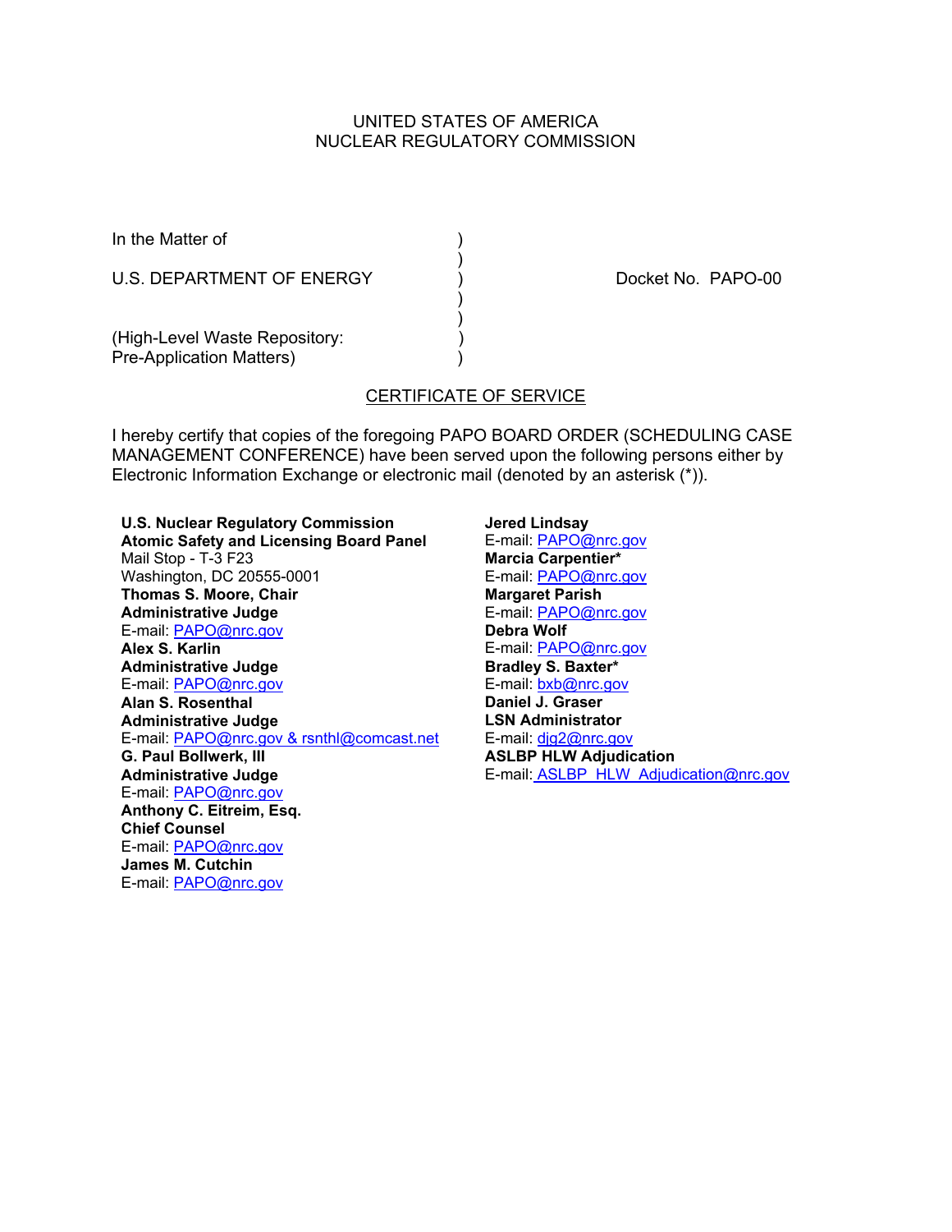UNITED STATES OF AMERICA
NUCLEAR REGULATORY COMMISSION

In the Matter of )
 )
U.S. DEPARTMENT OF ENERGY ) Docket No. PAPO-00
 )
 )
(High-Level Waste Repository: )
Pre-Application Matters) )

## CERTIFICATE OF SERVICE

I hereby certify that copies of the foregoing PAPO BOARD ORDER (SCHEDULING CASE MANAGEMENT CONFERENCE) have been served upon the following persons either by Electronic Information Exchange or electronic mail (denoted by an asterisk (*)).

**U.S. Nuclear Regulatory Commission**
**Atomic Safety and Licensing Board Panel**
Mail Stop - T-3 F23
Washington, DC 20555-0001
**Thomas S. Moore, Chair**
**Administrative Judge**
E-mail: PAPO@nrc.gov
**Alex S. Karlin**
**Administrative Judge**
E-mail: PAPO@nrc.gov
**Alan S. Rosenthal**
**Administrative Judge**
E-mail: PAPO@nrc.gov & rsnthl@comcast.net
**G. Paul Bollwerk, III**
**Administrative Judge**
E-mail: PAPO@nrc.gov
**Anthony C. Eitreim, Esq.**
**Chief Counsel**
E-mail: PAPO@nrc.gov
**James M. Cutchin**
E-mail: PAPO@nrc.gov
**Jered Lindsay**
E-mail: PAPO@nrc.gov
**Marcia Carpentier***
E-mail: PAPO@nrc.gov
**Margaret Parish**
E-mail: PAPO@nrc.gov
**Debra Wolf**
E-mail: PAPO@nrc.gov
**Bradley S. Baxter***
E-mail: bxb@nrc.gov
**Daniel J. Graser**
**LSN Administrator**
E-mail: djg2@nrc.gov
**ASLBP HLW Adjudication**
E-mail: ASLBP_HLW_Adjudication@nrc.gov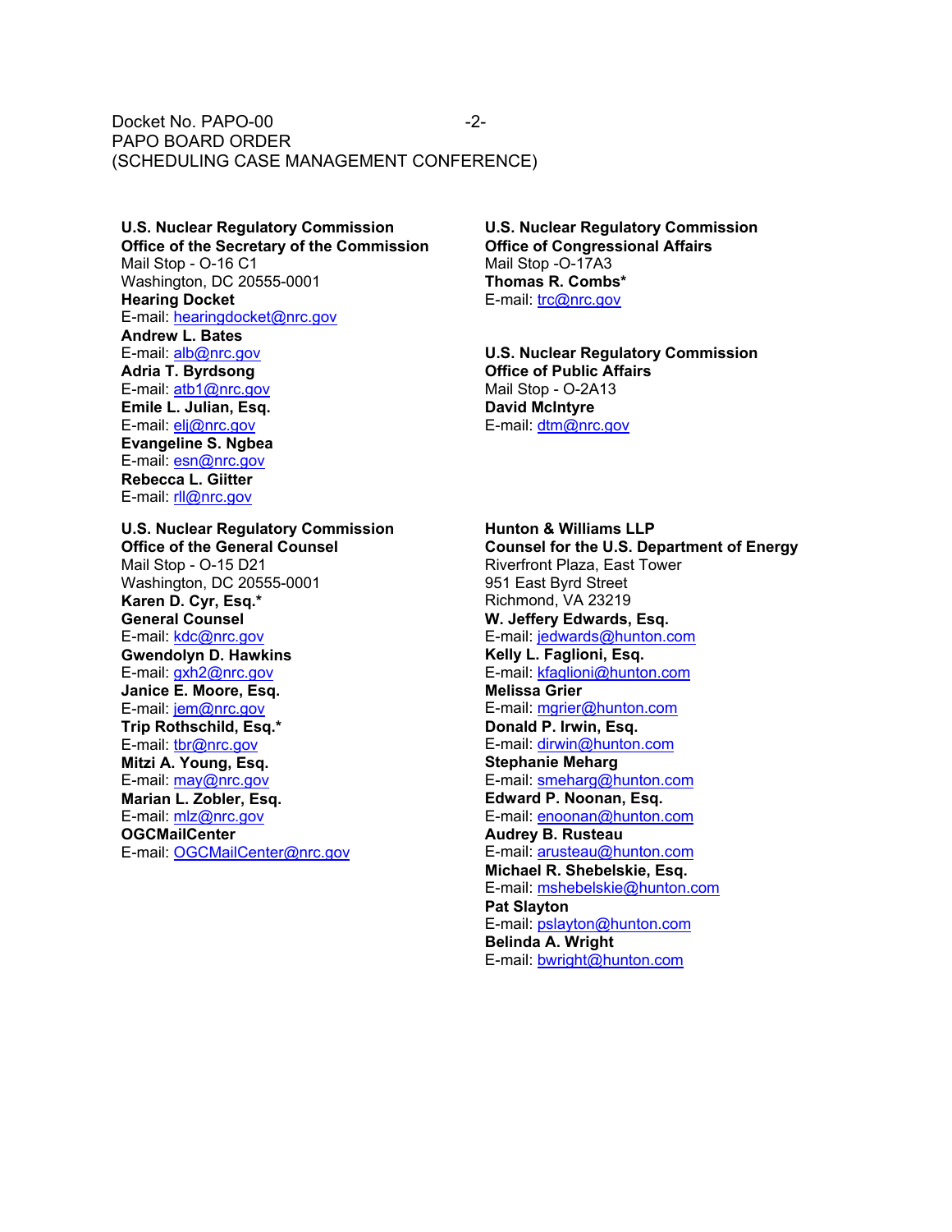**U.S. Nuclear Regulatory Commission**
**Office of the Secretary of the Commission**
Mail Stop - O-16 C1
Washington, DC 20555-0001
**Hearing Docket**
E-mail: hearingdocket@nrc.gov
**Andrew L. Bates**
E-mail: alb@nrc.gov
**Adria T. Byrdsong**
E-mail: atb1@nrc.gov
**Emile L. Julian, Esq.**
E-mail: elj@nrc.gov
**Evangeline S. Ngbea**
E-mail: esn@nrc.gov
**Rebecca L. Giitter**
E-mail: rll@nrc.gov

**U.S. Nuclear Regulatory Commission**
**Office of the General Counsel**
Mail Stop - O-15 D21
Washington, DC 20555-0001
**Karen D. Cyr, Esq.***
**General Counsel**
E-mail: kdc@nrc.gov
**Gwendolyn D. Hawkins**
E-mail: gxh2@nrc.gov
**Janice E. Moore, Esq.**
E-mail: jem@nrc.gov
**Trip Rothschild, Esq.***
E-mail: tbr@nrc.gov
**Mitzi A. Young, Esq.**
E-mail: may@nrc.gov
**Marian L. Zobler, Esq.**
E-mail: mlz@nrc.gov
**OGCMailCenter**
E-mail: OGCMailCenter@nrc.gov

**U.S. Nuclear Regulatory Commission**
**Office of Congressional Affairs**
Mail Stop -O-17A3
**Thomas R. Combs***
E-mail: trc@nrc.gov

**U.S. Nuclear Regulatory Commission**
**Office of Public Affairs**
Mail Stop - O-2A13
**David McIntyre**
E-mail: dtm@nrc.gov

**Hunton & Williams LLP**
**Counsel for the U.S. Department of Energy**
Riverfront Plaza, East Tower
951 East Byrd Street
Richmond, VA 23219
**W. Jeffery Edwards, Esq.**
E-mail: jedwards@hunton.com
**Kelly L. Faglioni, Esq.**
E-mail: kfaglioni@hunton.com
**Melissa Grier**
E-mail: mgrier@hunton.com
**Donald P. Irwin, Esq.**
E-mail: dirwin@hunton.com
**Stephanie Meharg**
E-mail: smeharg@hunton.com
**Edward P. Noonan, Esq.**
E-mail: enoonan@hunton.com
**Audrey B. Rusteau**
E-mail: arusteau@hunton.com
**Michael R. Shebelskie, Esq.**
E-mail: mshebelskie@hunton.com
**Pat Slayton**
E-mail: pslayton@hunton.com
**Belinda A. Wright**
E-mail: bwright@hunton.com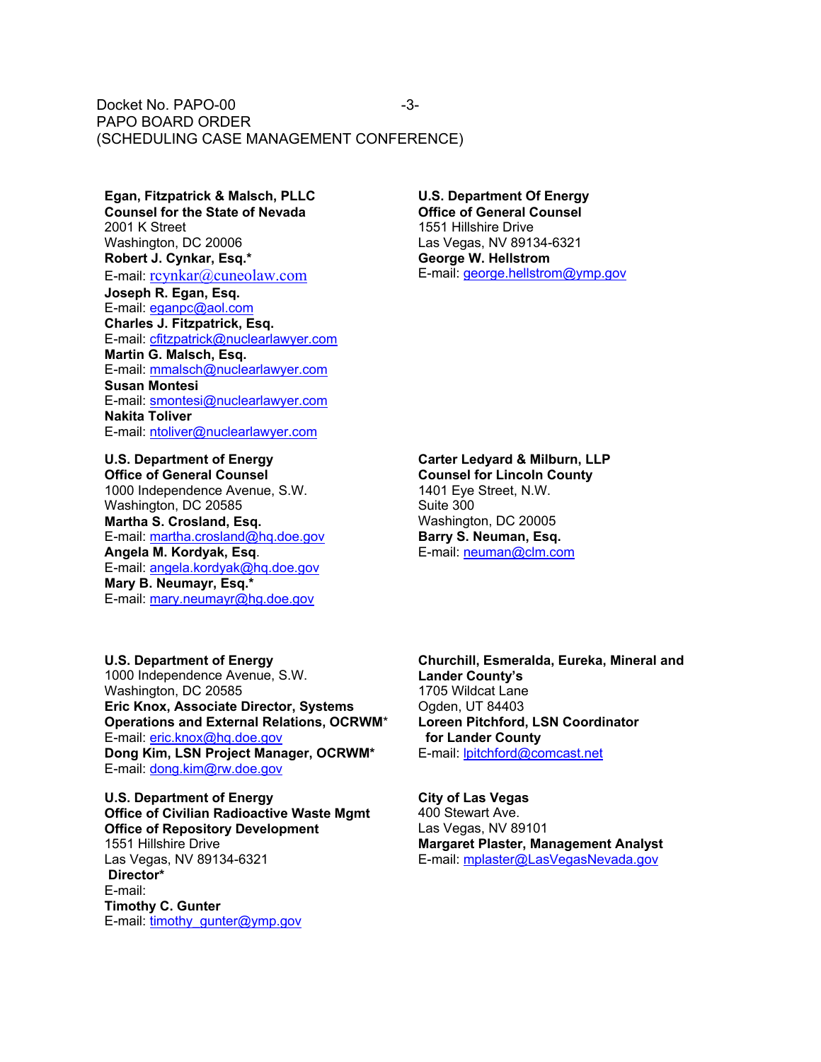**Egan, Fitzpatrick & Malsch, PLLC**
**Counsel for the State of Nevada**
2001 K Street
Washington, DC 20006
**Robert J. Cynkar, Esq.***
E-mail: rcynkar@cuneolaw.com
**Joseph R. Egan, Esq.**
E-mail: eganpc@aol.com
**Charles J. Fitzpatrick, Esq.**
E-mail: cfitzpatrick@nuclearlawyer.com
**Martin G. Malsch, Esq.**
E-mail: mmalsch@nuclearlawyer.com
**Susan Montesi**
E-mail: smontesi@nuclearlawyer.com
**Nakita Toliver**
E-mail: ntoliver@nuclearlawyer.com

**U.S. Department Of Energy**
**Office of General Counsel**
1551 Hillshire Drive
Las Vegas, NV 89134-6321
**George W. Hellstrom**
E-mail: george.hellstrom@ymp.gov

**U.S. Department of Energy**
**Office of General Counsel**
1000 Independence Avenue, S.W.
Washington, DC 20585
**Martha S. Crosland, Esq.**
E-mail: martha.crosland@hq.doe.gov
**Angela M. Kordyak, Esq.**
E-mail: angela.kordyak@hq.doe.gov
**Mary B. Neumayr, Esq.***
E-mail: mary.neumayr@hq.doe.gov

**Carter Ledyard & Milburn, LLP**
**Counsel for Lincoln County**
1401 Eye Street, N.W.
Suite 300
Washington, DC 20005
**Barry S. Neuman, Esq.**
E-mail: neuman@clm.com

**U.S. Department of Energy**
1000 Independence Avenue, S.W.
Washington, DC 20585
**Eric Knox, Associate Director, Systems Operations and External Relations, OCRWM***
E-mail: eric.knox@hq.doe.gov
**Dong Kim, LSN Project Manager, OCRWM***
E-mail: dong.kim@rw.doe.gov

**Churchill, Esmeralda, Eureka, Mineral and Lander County's**
1705 Wildcat Lane
Ogden, UT 84403
**Loreen Pitchford, LSN Coordinator for Lander County**
E-mail: lpitchford@comcast.net

**U.S. Department of Energy**
**Office of Civilian Radioactive Waste Mgmt**
**Office of Repository Development**
1551 Hillshire Drive
Las Vegas, NV 89134-6321
**Director***
E-mail:
**Timothy C. Gunter**
E-mail: timothy_gunter@ymp.gov

**City of Las Vegas**
400 Stewart Ave.
Las Vegas, NV 89101
**Margaret Plaster, Management Analyst**
E-mail: mplaster@LasVegasNevada.gov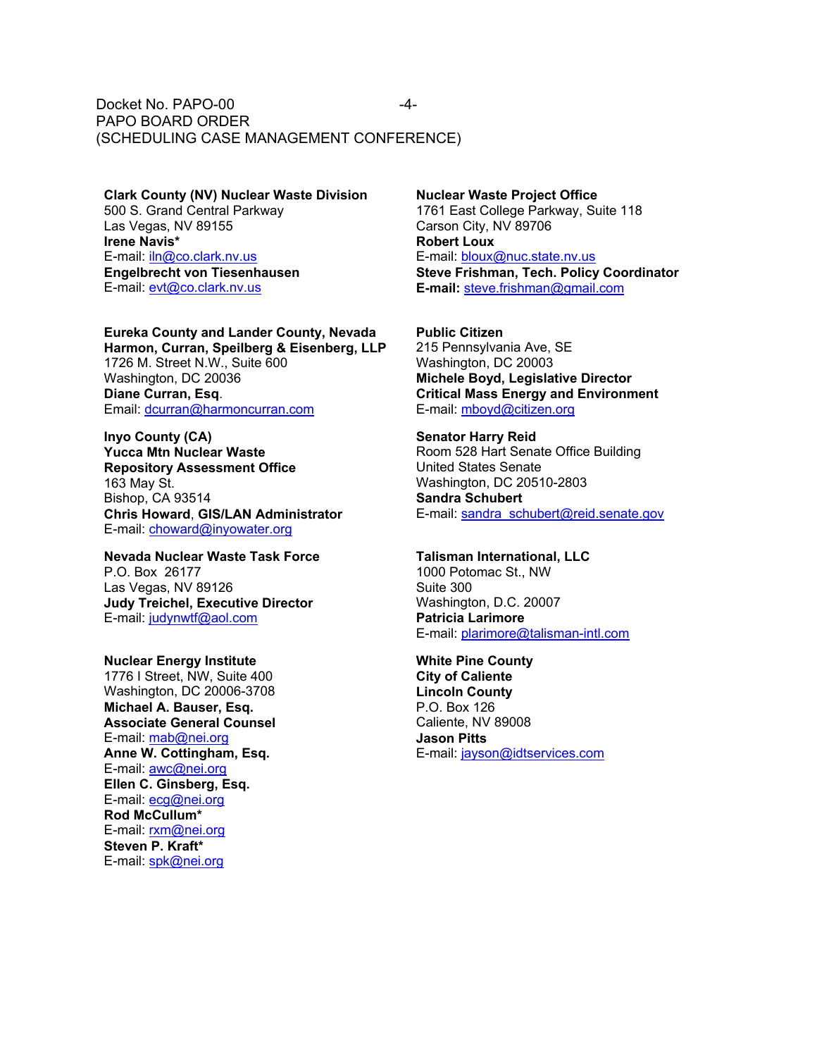**Clark County (NV) Nuclear Waste Division**
500 S. Grand Central Parkway
Las Vegas, NV 89155
**Irene Navis***
E-mail: iln@co.clark.nv.us
**Engelbrecht von Tiesenhausen**
E-mail: evt@co.clark.nv.us

**Eureka County and Lander County, Nevada**
**Harmon, Curran, Speilberg & Eisenberg, LLP**
1726 M. Street N.W., Suite 600
Washington, DC 20036
**Diane Curran, Esq**.
Email: dcurran@harmoncurran.com

**Inyo County (CA)**
**Yucca Mtn Nuclear Waste**
**Repository Assessment Office**
163 May St.
Bishop, CA 93514
**Chris Howard**, **GIS/LAN Administrator**
E-mail: choward@inyowater.org

**Nevada Nuclear Waste Task Force**
P.O. Box 26177
Las Vegas, NV 89126
**Judy Treichel, Executive Director**
E-mail: judynwtf@aol.com

**Nuclear Energy Institute**
1776 I Street, NW, Suite 400
Washington, DC 20006-3708
**Michael A. Bauser, Esq.**
**Associate General Counsel**
E-mail: mab@nei.org
**Anne W. Cottingham, Esq.**
E-mail: awc@nei.org
**Ellen C. Ginsberg, Esq.**
E-mail: ecg@nei.org
**Rod McCullum***
E-mail: rxm@nei.org
**Steven P. Kraft***
E-mail: spk@nei.org

**Nuclear Waste Project Office**
1761 East College Parkway, Suite 118
Carson City, NV 89706
**Robert Loux**
E-mail: bloux@nuc.state.nv.us
**Steve Frishman, Tech. Policy Coordinator**
**E-mail:** steve.frishman@gmail.com

**Public Citizen**
215 Pennsylvania Ave, SE
Washington, DC 20003
**Michele Boyd, Legislative Director**
**Critical Mass Energy and Environment**
E-mail: mboyd@citizen.org

**Senator Harry Reid**
Room 528 Hart Senate Office Building
United States Senate
Washington, DC 20510-2803
**Sandra Schubert**
E-mail: sandra_schubert@reid.senate.gov

**Talisman International, LLC**
1000 Potomac St., NW
Suite 300
Washington, D.C. 20007
**Patricia Larimore**
E-mail: plarimore@talisman-intl.com

**White Pine County**
**City of Caliente**
**Lincoln County**
P.O. Box 126
Caliente, NV 89008
**Jason Pitts**
E-mail: jayson@idtservices.com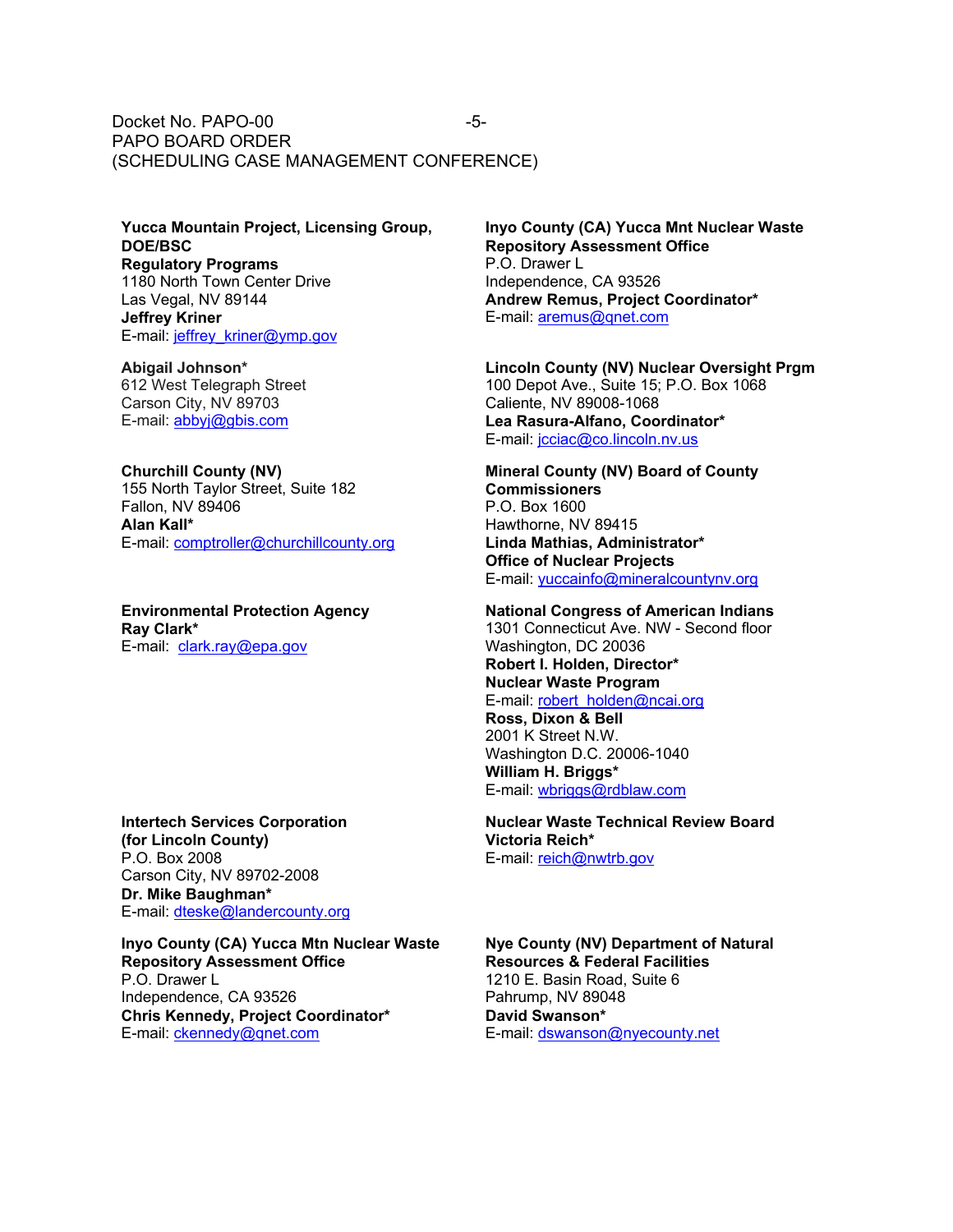**Yucca Mountain Project, Licensing Group, DOE/BSC**
**Regulatory Programs**
1180 North Town Center Drive
Las Vegal, NV 89144
**Jeffrey Kriner**
E-mail: jeffrey_kriner@ymp.gov

**Abigail Johnson***
612 West Telegraph Street
Carson City, NV 89703
E-mail: abbyj@gbis.com

**Churchill County (NV)**
155 North Taylor Street, Suite 182
Fallon, NV 89406
**Alan Kall***
E-mail: comptroller@churchillcounty.org

**Environmental Protection Agency**
**Ray Clark***
E-mail: clark.ray@epa.gov

**Intertech Services Corporation (for Lincoln County)**
P.O. Box 2008
Carson City, NV 89702-2008
**Dr. Mike Baughman***
E-mail: dteske@landercounty.org

**Inyo County (CA) Yucca Mtn Nuclear Waste Repository Assessment Office**
P.O. Drawer L
Independence, CA 93526
**Chris Kennedy, Project Coordinator***
E-mail: ckennedy@qnet.com

**Inyo County (CA) Yucca Mnt Nuclear Waste Repository Assessment Office**
P.O. Drawer L
Independence, CA 93526
**Andrew Remus, Project Coordinator***
E-mail: aremus@qnet.com

**Lincoln County (NV) Nuclear Oversight Prgm**
100 Depot Ave., Suite 15; P.O. Box 1068
Caliente, NV 89008-1068
**Lea Rasura-Alfano, Coordinator***
E-mail: jcciac@co.lincoln.nv.us

**Mineral County (NV) Board of County Commissioners**
P.O. Box 1600
Hawthorne, NV 89415
**Linda Mathias, Administrator***
**Office of Nuclear Projects**
E-mail: yuccainfo@mineralcountynv.org

**National Congress of American Indians**
1301 Connecticut Ave. NW - Second floor
Washington, DC 20036
**Robert I. Holden, Director***
**Nuclear Waste Program**
E-mail: robert_holden@ncai.org

**Ross, Dixon & Bell**
2001 K Street N.W.
Washington D.C. 20006-1040
**William H. Briggs***
E-mail: wbriggs@rdblaw.com

**Nuclear Waste Technical Review Board**
**Victoria Reich***
E-mail: reich@nwtrb.gov

**Nye County (NV) Department of Natural Resources & Federal Facilities**
1210 E. Basin Road, Suite 6
Pahrump, NV 89048
**David Swanson***
E-mail: dswanson@nyecounty.net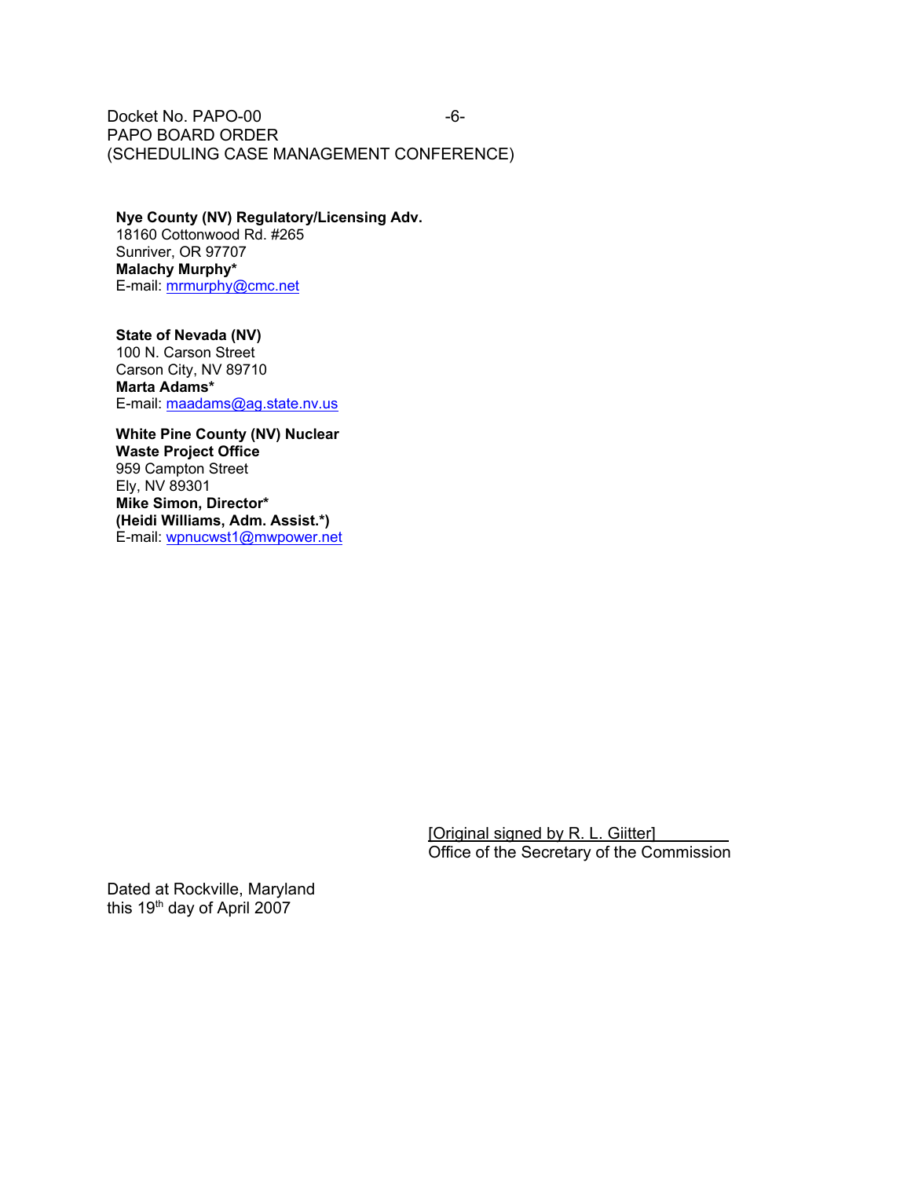**Nye County (NV) Regulatory/Licensing Adv.**
18160 Cottonwood Rd. #265
Sunriver, OR 97707
**Malachy Murphy***
E-mail: mrmurphy@cmc.net

**State of Nevada (NV)**
100 N. Carson Street
Carson City, NV 89710
**Marta Adams***
E-mail: maadams@ag.state.nv.us

**White Pine County (NV) Nuclear Waste Project Office**
959 Campton Street
Ely, NV 89301
**Mike Simon, Director***
**(Heidi Williams, Adm. Assist.*)**
E-mail: wpnucwst1@mwpower.net

[Original signed by R. L. Giitter]
Office of the Secretary of the Commission

Dated at Rockville, Maryland
this 19th day of April 2007